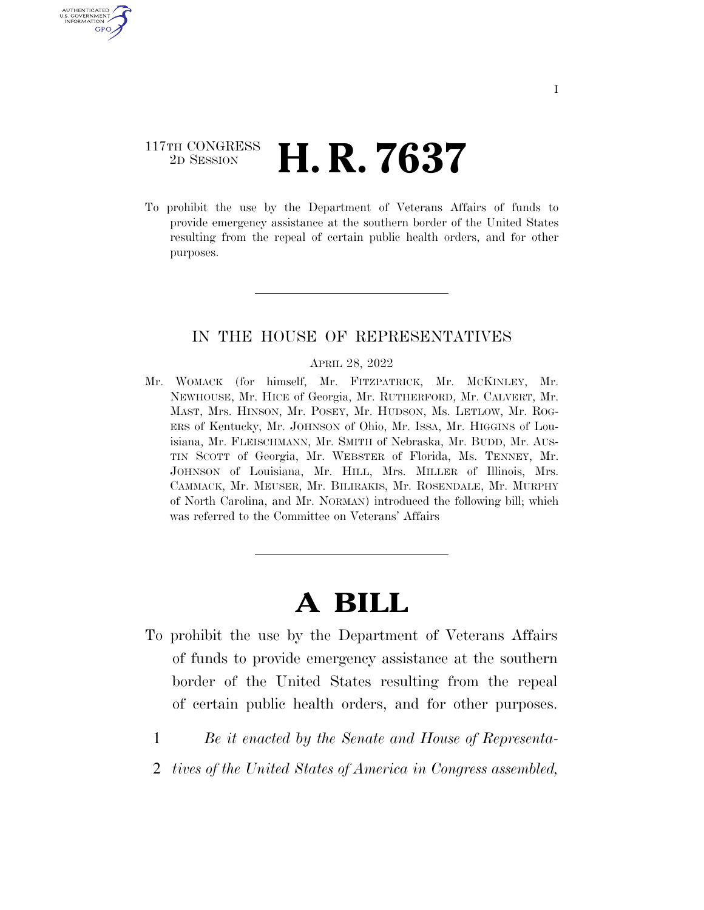117TH CONGRESS
2D SESSION

# H. R. 7637

To prohibit the use by the Department of Veterans Affairs of funds to provide emergency assistance at the southern border of the United States resulting from the repeal of certain public health orders, and for other purposes.

---

IN THE HOUSE OF REPRESENTATIVES

APRIL 28, 2022

Mr. WOMACK (for himself, Mr. FITZPATRICK, Mr. MCKINLEY, Mr. NEWHOUSE, Mr. HICE of Georgia, Mr. RUTHERFORD, Mr. CALVERT, Mr. MAST, Mrs. HINSON, Mr. POSEY, Mr. HUDSON, Ms. LETLOW, Mr. ROGERS of Kentucky, Mr. JOHNSON of Ohio, Mr. ISSA, Mr. HIGGINS of Louisiana, Mr. FLEISCHMANN, Mr. SMITH of Nebraska, Mr. BUDD, Mr. AUSTIN SCOTT of Georgia, Mr. WEBSTER of Florida, Ms. TENNEY, Mr. JOHNSON of Louisiana, Mr. HILL, Mrs. MILLER of Illinois, Mrs. CAMMACK, Mr. MEUSER, Mr. BILIRAKIS, Mr. ROSENDALE, Mr. MURPHY of North Carolina, and Mr. NORMAN) introduced the following bill; which was referred to the Committee on Veterans' Affairs

---

# A BILL

To prohibit the use by the Department of Veterans Affairs of funds to provide emergency assistance at the southern border of the United States resulting from the repeal of certain public health orders, and for other purposes.

1 *Be it enacted by the Senate and House of Representa-*
2 *tives of the United States of America in Congress assembled,*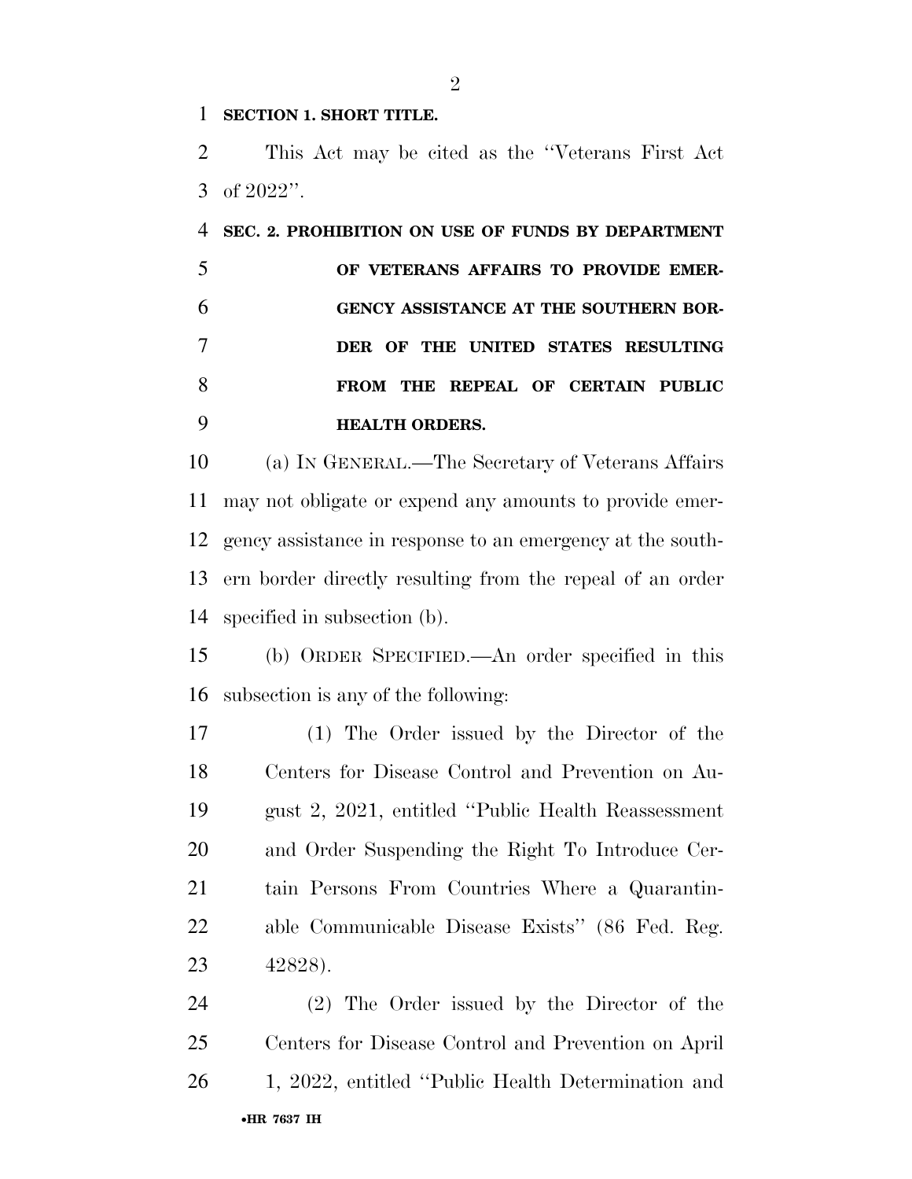**SECTION 1. SHORT TITLE.**

This Act may be cited as the "Veterans First Act of 2022".

**SEC. 2. PROHIBITION ON USE OF FUNDS BY DEPARTMENT OF VETERANS AFFAIRS TO PROVIDE EMERGENCY ASSISTANCE AT THE SOUTHERN BORDER OF THE UNITED STATES RESULTING FROM THE REPEAL OF CERTAIN PUBLIC HEALTH ORDERS.**

(a) IN GENERAL.—The Secretary of Veterans Affairs may not obligate or expend any amounts to provide emergency assistance in response to an emergency at the southern border directly resulting from the repeal of an order specified in subsection (b).

(b) ORDER SPECIFIED.—An order specified in this subsection is any of the following:

(1) The Order issued by the Director of the Centers for Disease Control and Prevention on August 2, 2021, entitled "Public Health Reassessment and Order Suspending the Right To Introduce Certain Persons From Countries Where a Quarantinable Communicable Disease Exists" (86 Fed. Reg. 42828).

(2) The Order issued by the Director of the Centers for Disease Control and Prevention on April 1, 2022, entitled "Public Health Determination and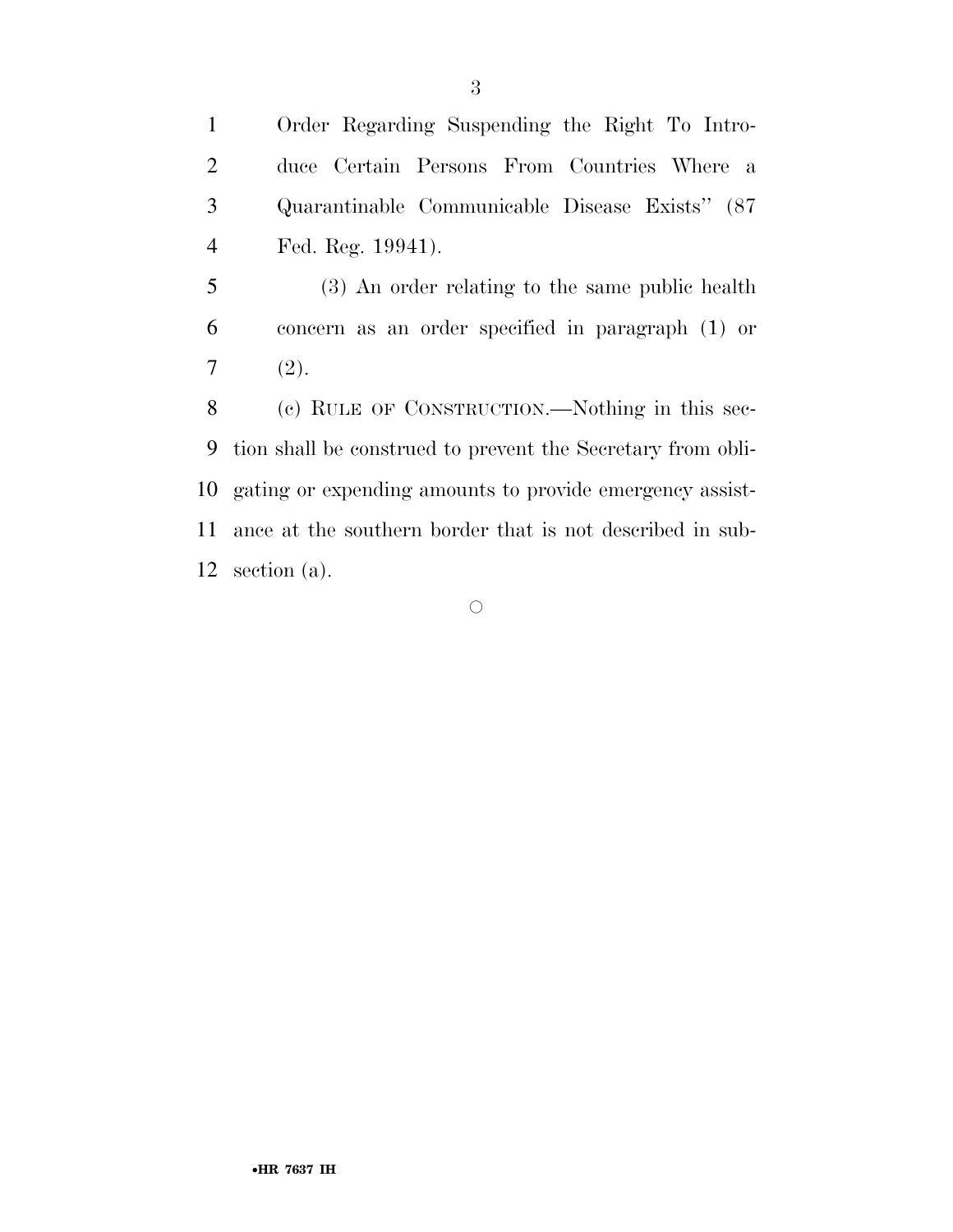Order Regarding Suspending the Right To Introduce Certain Persons From Countries Where a Quarantinable Communicable Disease Exists" (87 Fed. Reg. 19941).

(3) An order relating to the same public health concern as an order specified in paragraph (1) or (2).

(c) RULE OF CONSTRUCTION.—Nothing in this section shall be construed to prevent the Secretary from obligating or expending amounts to provide emergency assistance at the southern border that is not described in subsection (a).

○